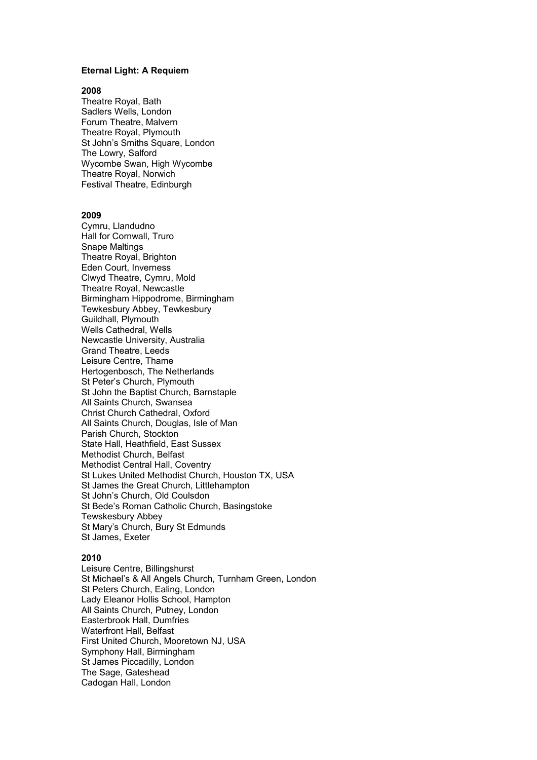**Eternal Light: A Requiem**

**2008**

Theatre Royal, Bath
Sadlers Wells, London
Forum Theatre, Malvern
Theatre Royal, Plymouth
St John's Smiths Square, London
The Lowry, Salford
Wycombe Swan, High Wycombe
Theatre Royal, Norwich
Festival Theatre, Edinburgh

**2009**

Cymru, Llandudno
Hall for Cornwall, Truro
Snape Maltings
Theatre Royal, Brighton
Eden Court, Inverness
Clwyd Theatre, Cymru, Mold
Theatre Royal, Newcastle
Birmingham Hippodrome, Birmingham
Tewkesbury Abbey, Tewkesbury
Guildhall, Plymouth
Wells Cathedral, Wells
Newcastle University, Australia
Grand Theatre, Leeds
Leisure Centre, Thame
Hertogenbosch, The Netherlands
St Peter's Church, Plymouth
St John the Baptist Church, Barnstaple
All Saints Church, Swansea
Christ Church Cathedral, Oxford
All Saints Church, Douglas, Isle of Man
Parish Church, Stockton
State Hall, Heathfield, East Sussex
Methodist Church, Belfast
Methodist Central Hall, Coventry
St Lukes United Methodist Church, Houston TX, USA
St James the Great Church, Littlehampton
St John's Church, Old Coulsdon
St Bede's Roman Catholic Church, Basingstoke
Tewskesbury Abbey
St Mary's Church, Bury St Edmunds
St James, Exeter

**2010**

Leisure Centre, Billingshurst
St Michael's & All Angels Church, Turnham Green, London
St Peters Church, Ealing, London
Lady Eleanor Hollis School, Hampton
All Saints Church, Putney, London
Easterbrook Hall, Dumfries
Waterfront Hall, Belfast
First United Church, Mooretown NJ, USA
Symphony Hall, Birmingham
St James Piccadilly, London
The Sage, Gateshead
Cadogan Hall, London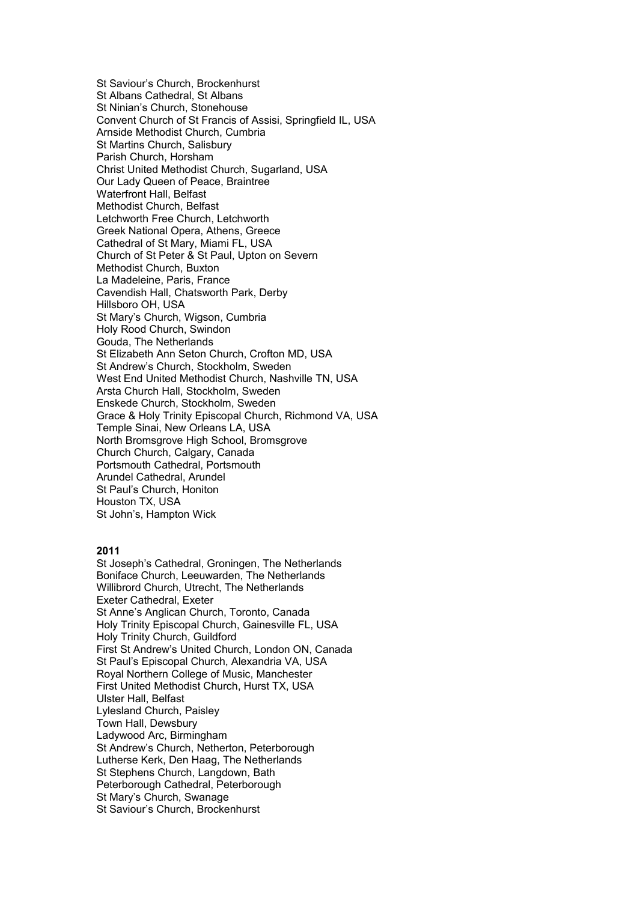St Saviour's Church, Brockenhurst
St Albans Cathedral, St Albans
St Ninian's Church, Stonehouse
Convent Church of St Francis of Assisi, Springfield IL, USA
Arnside Methodist Church, Cumbria
St Martins Church, Salisbury
Parish Church, Horsham
Christ United Methodist Church, Sugarland, USA
Our Lady Queen of Peace, Braintree
Waterfront Hall, Belfast
Methodist Church, Belfast
Letchworth Free Church, Letchworth
Greek National Opera, Athens, Greece
Cathedral of St Mary, Miami FL, USA
Church of St Peter & St Paul, Upton on Severn
Methodist Church, Buxton
La Madeleine, Paris, France
Cavendish Hall, Chatsworth Park, Derby
Hillsboro OH, USA
St Mary's Church, Wigson, Cumbria
Holy Rood Church, Swindon
Gouda, The Netherlands
St Elizabeth Ann Seton Church, Crofton MD, USA
St Andrew's Church, Stockholm, Sweden
West End United Methodist Church, Nashville TN, USA
Arsta Church Hall, Stockholm, Sweden
Enskede Church, Stockholm, Sweden
Grace & Holy Trinity Episcopal Church, Richmond VA, USA
Temple Sinai, New Orleans LA, USA
North Bromsgrove High School, Bromsgrove
Church Church, Calgary, Canada
Portsmouth Cathedral, Portsmouth
Arundel Cathedral, Arundel
St Paul's Church, Honiton
Houston TX, USA
St John's, Hampton Wick

**2011**

St Joseph's Cathedral, Groningen, The Netherlands
Boniface Church, Leeuwarden, The Netherlands
Willibrord Church, Utrecht, The Netherlands
Exeter Cathedral, Exeter
St Anne's Anglican Church, Toronto, Canada
Holy Trinity Episcopal Church, Gainesville FL, USA
Holy Trinity Church, Guildford
First St Andrew's United Church, London ON, Canada
St Paul's Episcopal Church, Alexandria VA, USA
Royal Northern College of Music, Manchester
First United Methodist Church, Hurst TX, USA
Ulster Hall, Belfast
Lylesland Church, Paisley
Town Hall, Dewsbury
Ladywood Arc, Birmingham
St Andrew's Church, Netherton, Peterborough
Lutherse Kerk, Den Haag, The Netherlands
St Stephens Church, Langdown, Bath
Peterborough Cathedral, Peterborough
St Mary's Church, Swanage
St Saviour's Church, Brockenhurst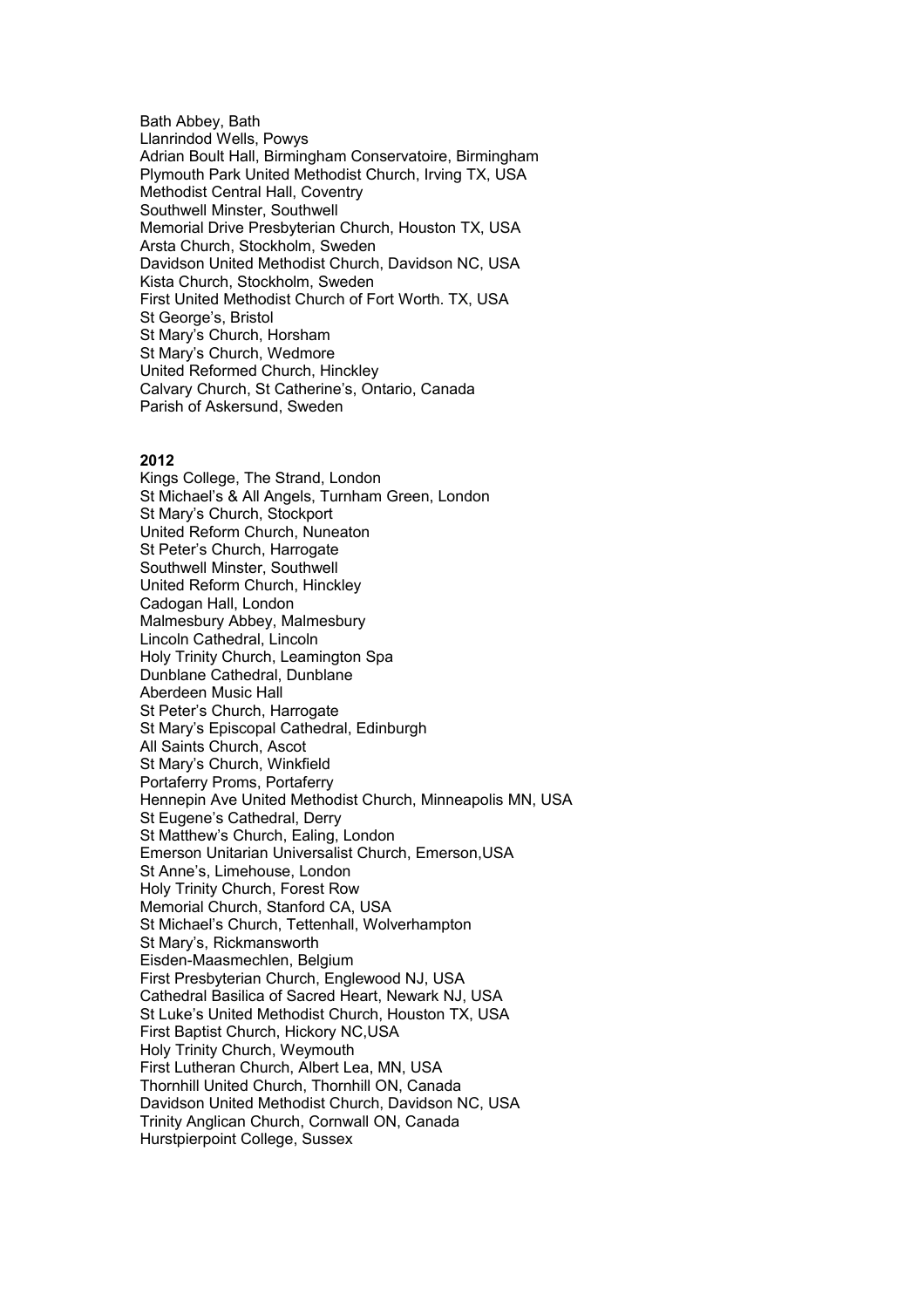Bath Abbey, Bath
Llanrindod Wells, Powys
Adrian Boult Hall, Birmingham Conservatoire, Birmingham
Plymouth Park United Methodist Church, Irving TX, USA
Methodist Central Hall, Coventry
Southwell Minster, Southwell
Memorial Drive Presbyterian Church, Houston TX, USA
Arsta Church, Stockholm, Sweden
Davidson United Methodist Church, Davidson NC, USA
Kista Church, Stockholm, Sweden
First United Methodist Church of Fort Worth. TX, USA
St George's, Bristol
St Mary's Church, Horsham
St Mary's Church, Wedmore
United Reformed Church, Hinckley
Calvary Church, St Catherine's, Ontario, Canada
Parish of Askersund, Sweden

**2012**

Kings College, The Strand, London
St Michael's & All Angels, Turnham Green, London
St Mary's Church, Stockport
United Reform Church, Nuneaton
St Peter's Church, Harrogate
Southwell Minster, Southwell
United Reform Church, Hinckley
Cadogan Hall, London
Malmesbury Abbey, Malmesbury
Lincoln Cathedral, Lincoln
Holy Trinity Church, Leamington Spa
Dunblane Cathedral, Dunblane
Aberdeen Music Hall
St Peter's Church, Harrogate
St Mary's Episcopal Cathedral, Edinburgh
All Saints Church, Ascot
St Mary's Church, Winkfield
Portaferry Proms, Portaferry
Hennepin Ave United Methodist Church, Minneapolis MN, USA
St Eugene's Cathedral, Derry
St Matthew's Church, Ealing, London
Emerson Unitarian Universalist Church, Emerson,USA
St Anne's, Limehouse, London
Holy Trinity Church, Forest Row
Memorial Church, Stanford CA, USA
St Michael's Church, Tettenhall, Wolverhampton
St Mary's, Rickmansworth
Eisden-Maasmechlen, Belgium
First Presbyterian Church, Englewood NJ, USA
Cathedral Basilica of Sacred Heart, Newark NJ, USA
St Luke's United Methodist Church, Houston TX, USA
First Baptist Church, Hickory NC,USA
Holy Trinity Church, Weymouth
First Lutheran Church, Albert Lea, MN, USA
Thornhill United Church, Thornhill ON, Canada
Davidson United Methodist Church, Davidson NC, USA
Trinity Anglican Church, Cornwall ON, Canada
Hurstpierpoint College, Sussex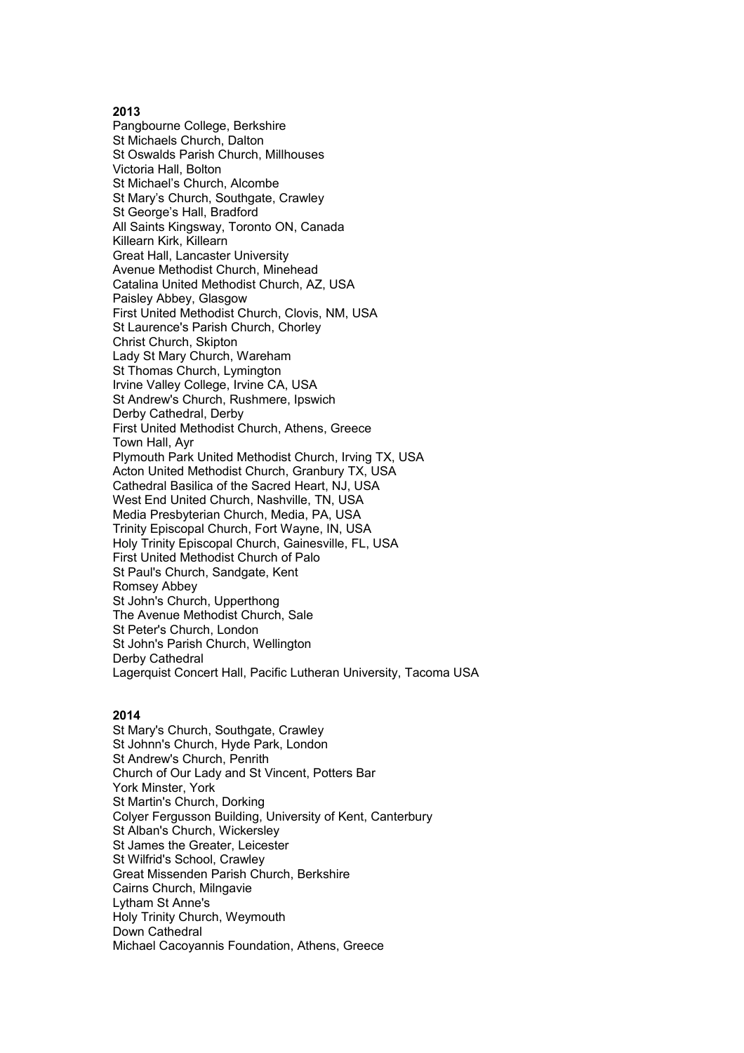**2013**

Pangbourne College, Berkshire
St Michaels Church, Dalton
St Oswalds Parish Church, Millhouses
Victoria Hall, Bolton
St Michael's Church, Alcombe
St Mary's Church, Southgate, Crawley
St George's Hall, Bradford
All Saints Kingsway, Toronto ON, Canada
Killearn Kirk, Killearn
Great Hall, Lancaster University
Avenue Methodist Church, Minehead
Catalina United Methodist Church, AZ, USA
Paisley Abbey, Glasgow
First United Methodist Church, Clovis, NM, USA
St Laurence's Parish Church, Chorley
Christ Church, Skipton
Lady St Mary Church, Wareham
St Thomas Church, Lymington
Irvine Valley College, Irvine CA, USA
St Andrew's Church, Rushmere, Ipswich
Derby Cathedral, Derby
First United Methodist Church, Athens, Greece
Town Hall, Ayr
Plymouth Park United Methodist Church, Irving TX, USA
Acton United Methodist Church, Granbury TX, USA
Cathedral Basilica of the Sacred Heart, NJ, USA
West End United Church, Nashville, TN, USA
Media Presbyterian Church, Media, PA, USA
Trinity Episcopal Church, Fort Wayne, IN, USA
Holy Trinity Episcopal Church, Gainesville, FL, USA
First United Methodist Church of Palo
St Paul's Church, Sandgate, Kent
Romsey Abbey
St John's Church, Upperthong
The Avenue Methodist Church, Sale
St Peter's Church, London
St John's Parish Church, Wellington
Derby Cathedral
Lagerquist Concert Hall, Pacific Lutheran University, Tacoma USA

**2014**

St Mary's Church, Southgate, Crawley
St Johnn's Church, Hyde Park, London
St Andrew's Church, Penrith
Church of Our Lady and St Vincent, Potters Bar
York Minster, York
St Martin's Church, Dorking
Colyer Fergusson Building, University of Kent, Canterbury
St Alban's Church, Wickersley
St James the Greater, Leicester
St Wilfrid's School, Crawley
Great Missenden Parish Church, Berkshire
Cairns Church, Milngavie
Lytham St Anne's
Holy Trinity Church, Weymouth
Down Cathedral
Michael Cacoyannis Foundation, Athens, Greece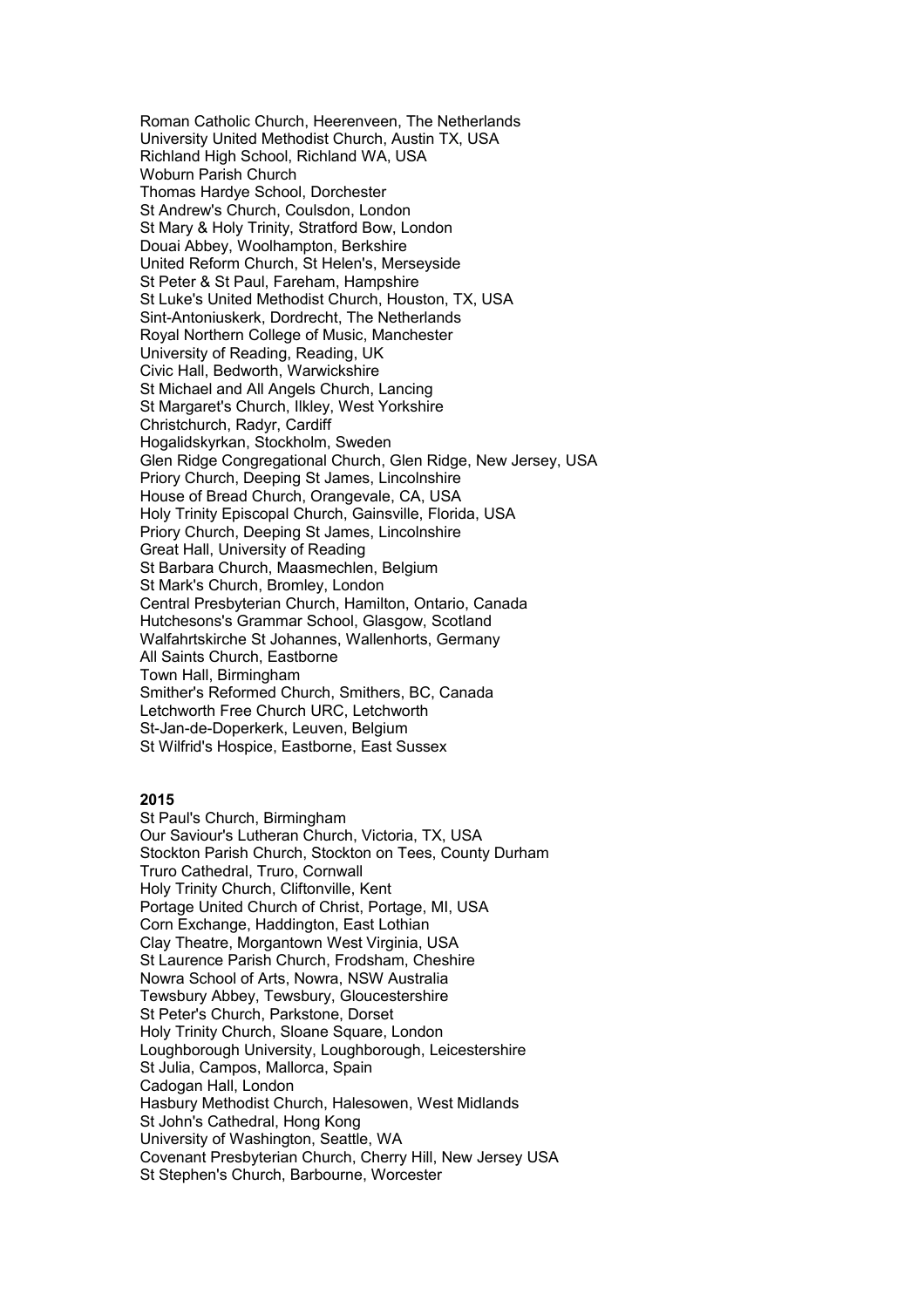Roman Catholic Church, Heerenveen, The Netherlands
University United Methodist Church, Austin TX, USA
Richland High School, Richland WA, USA
Woburn Parish Church
Thomas Hardye School, Dorchester
St Andrew's Church, Coulsdon, London
St Mary & Holy Trinity, Stratford Bow, London
Douai Abbey, Woolhampton, Berkshire
United Reform Church, St Helen's, Merseyside
St Peter & St Paul, Fareham, Hampshire
St Luke's United Methodist Church, Houston, TX, USA
Sint-Antoniuskerk, Dordrecht, The Netherlands
Royal Northern College of Music, Manchester
University of Reading, Reading, UK
Civic Hall, Bedworth, Warwickshire
St Michael and All Angels Church, Lancing
St Margaret's Church, Ilkley, West Yorkshire
Christchurch, Radyr, Cardiff
Hogalidskyrkan, Stockholm, Sweden
Glen Ridge Congregational Church, Glen Ridge, New Jersey, USA
Priory Church, Deeping St James, Lincolnshire
House of Bread Church, Orangevale, CA, USA
Holy Trinity Episcopal Church, Gainsville, Florida, USA
Priory Church, Deeping St James, Lincolnshire
Great Hall, University of Reading
St Barbara Church, Maasmechlen, Belgium
St Mark's Church, Bromley, London
Central Presbyterian Church, Hamilton, Ontario, Canada
Hutchesons's Grammar School, Glasgow, Scotland
Walfahrtskirche St Johannes, Wallenhorts, Germany
All Saints Church, Eastborne
Town Hall, Birmingham
Smither's Reformed Church, Smithers, BC, Canada
Letchworth Free Church URC, Letchworth
St-Jan-de-Doperkerk, Leuven, Belgium
St Wilfrid's Hospice, Eastborne, East Sussex

**2015**

St Paul's Church, Birmingham
Our Saviour's Lutheran Church, Victoria, TX, USA
Stockton Parish Church, Stockton on Tees, County Durham
Truro Cathedral, Truro, Cornwall
Holy Trinity Church, Cliftonville, Kent
Portage United Church of Christ, Portage, MI, USA
Corn Exchange, Haddington, East Lothian
Clay Theatre, Morgantown West Virginia, USA
St Laurence Parish Church, Frodsham, Cheshire
Nowra School of Arts, Nowra, NSW Australia
Tewsbury Abbey, Tewsbury, Gloucestershire
St Peter's Church, Parkstone, Dorset
Holy Trinity Church, Sloane Square, London
Loughborough University, Loughborough, Leicestershire
St Julia, Campos, Mallorca, Spain
Cadogan Hall, London
Hasbury Methodist Church, Halesowen, West Midlands
St John's Cathedral, Hong Kong
University of Washington, Seattle, WA
Covenant Presbyterian Church, Cherry Hill, New Jersey USA
St Stephen's Church, Barbourne, Worcester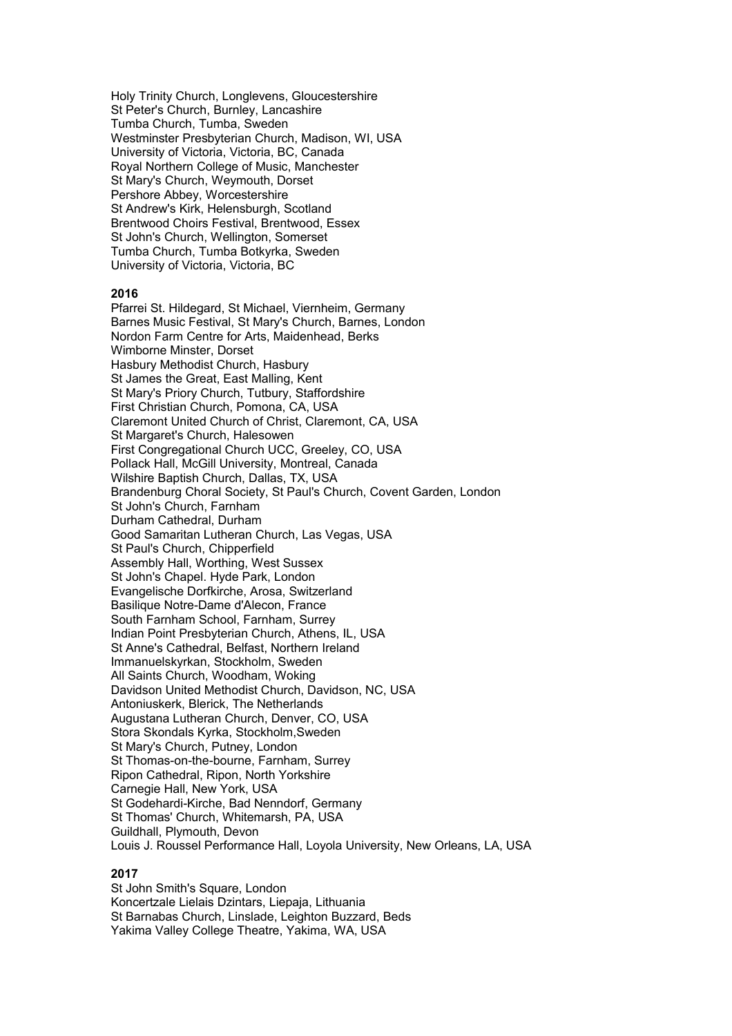Holy Trinity Church, Longlevens, Gloucestershire
St Peter's Church, Burnley, Lancashire
Tumba Church, Tumba, Sweden
Westminster Presbyterian Church, Madison, WI, USA
University of Victoria, Victoria, BC, Canada
Royal Northern College of Music, Manchester
St Mary's Church, Weymouth, Dorset
Pershore Abbey, Worcestershire
St Andrew's Kirk, Helensburgh, Scotland
Brentwood Choirs Festival, Brentwood, Essex
St John's Church, Wellington, Somerset
Tumba Church, Tumba Botkyrka, Sweden
University of Victoria, Victoria, BC

**2016**

Pfarrei St. Hildegard, St Michael, Viernheim, Germany
Barnes Music Festival, St Mary's Church, Barnes, London
Nordon Farm Centre for Arts, Maidenhead, Berks
Wimborne Minster, Dorset
Hasbury Methodist Church, Hasbury
St James the Great, East Malling, Kent
St Mary's Priory Church, Tutbury, Staffordshire
First Christian Church, Pomona, CA, USA
Claremont United Church of Christ, Claremont, CA, USA
St Margaret's Church, Halesowen
First Congregational Church UCC, Greeley, CO, USA
Pollack Hall, McGill University, Montreal, Canada
Wilshire Baptish Church, Dallas, TX, USA
Brandenburg Choral Society, St Paul's Church, Covent Garden, London
St John's Church, Farnham
Durham Cathedral, Durham
Good Samaritan Lutheran Church, Las Vegas, USA
St Paul's Church, Chipperfield
Assembly Hall, Worthing, West Sussex
St John's Chapel. Hyde Park, London
Evangelische Dorfkirche, Arosa, Switzerland
Basilique Notre-Dame d'Alecon, France
South Farnham School, Farnham, Surrey
Indian Point Presbyterian Church, Athens, IL, USA
St Anne's Cathedral, Belfast, Northern Ireland
Immanuelskyrkan, Stockholm, Sweden
All Saints Church, Woodham, Woking
Davidson United Methodist Church, Davidson, NC, USA
Antoniuskerk, Blerick, The Netherlands
Augustana Lutheran Church, Denver, CO, USA
Stora Skondals Kyrka, Stockholm,Sweden
St Mary's Church, Putney, London
St Thomas-on-the-bourne, Farnham, Surrey
Ripon Cathedral, Ripon, North Yorkshire
Carnegie Hall, New York, USA
St Godehardi-Kirche, Bad Nenndorf, Germany
St Thomas' Church, Whitemarsh, PA, USA
Guildhall, Plymouth, Devon
Louis J. Roussel Performance Hall, Loyola University, New Orleans, LA, USA

**2017**

St John Smith's Square, London
Koncertzale Lielais Dzintars, Liepaja, Lithuania
St Barnabas Church, Linslade, Leighton Buzzard, Beds
Yakima Valley College Theatre, Yakima, WA, USA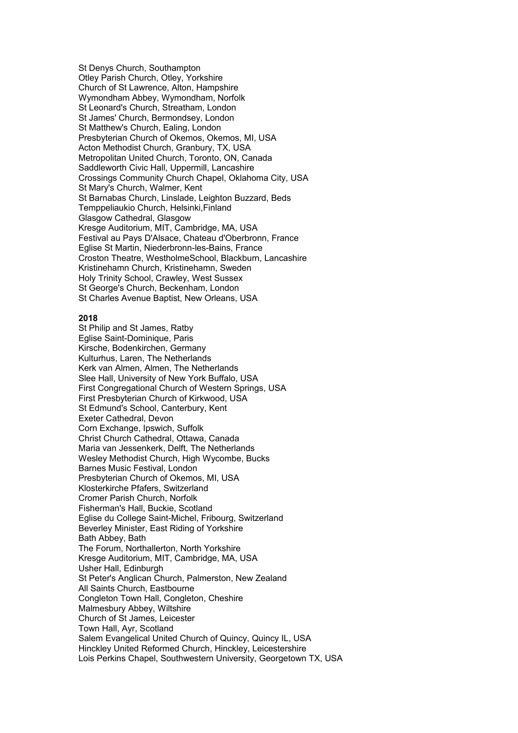St Denys Church, Southampton
Otley Parish Church, Otley, Yorkshire
Church of St Lawrence, Alton, Hampshire
Wymondham Abbey, Wymondham, Norfolk
St Leonard's Church, Streatham, London
St James' Church, Bermondsey, London
St Matthew's Church, Ealing, London
Presbyterian Church of Okemos, Okemos, MI, USA
Acton Methodist Church, Granbury, TX, USA
Metropolitan United Church, Toronto, ON, Canada
Saddleworth Civic Hall, Uppermill, Lancashire
Crossings Community Church Chapel, Oklahoma City, USA
St Mary's Church, Walmer, Kent
St Barnabas Church, Linslade, Leighton Buzzard, Beds
Temppeliaukio Church, Helsinki,Finland
Glasgow Cathedral, Glasgow
Kresge Auditorium, MIT, Cambridge, MA, USA
Festival au Pays D'Alsace, Chateau d'Oberbronn, France
Eglise St Martin, Niederbronn-les-Bains, France
Croston Theatre, WestholmeSchool, Blackburn, Lancashire
Kristinehamn Church, Kristinehamn, Sweden
Holy Trinity School, Crawley, West Sussex
St George's Church, Beckenham, London
St Charles Avenue Baptist, New Orleans, USA

**2018**

St Philip and St James, Ratby
Eglise Saint-Dominique, Paris
Kirsche, Bodenkirchen, Germany
Kulturhus, Laren, The Netherlands
Kerk van Almen, Almen, The Netherlands
Slee Hall, University of New York Buffalo, USA
First Congregational Church of Western Springs, USA
First Presbyterian Church of Kirkwood, USA
St Edmund's School, Canterbury, Kent
Exeter Cathedral, Devon
Corn Exchange, Ipswich, Suffolk
Christ Church Cathedral, Ottawa, Canada
Maria van Jessenkerk, Delft, The Netherlands
Wesley Methodist Church, High Wycombe, Bucks
Barnes Music Festival, London
Presbyterian Church of Okemos, MI, USA
Klosterkirche Pfafers, Switzerland
Cromer Parish Church, Norfolk
Fisherman's Hall, Buckie, Scotland
Eglise du College Saint-Michel, Fribourg, Switzerland
Beverley Minister, East Riding of Yorkshire
Bath Abbey, Bath
The Forum, Northallerton, North Yorkshire
Kresge Auditorium, MIT, Cambridge, MA, USA
Usher Hall, Edinburgh
St Peter's Anglican Church, Palmerston, New Zealand
All Saints Church, Eastbourne
Congleton Town Hall, Congleton, Cheshire
Malmesbury Abbey, Wiltshire
Church of St James, Leicester
Town Hall, Ayr, Scotland
Salem Evangelical United Church of Quincy, Quincy IL, USA
Hinckley United Reformed Church, Hinckley, Leicestershire
Lois Perkins Chapel, Southwestern University, Georgetown TX, USA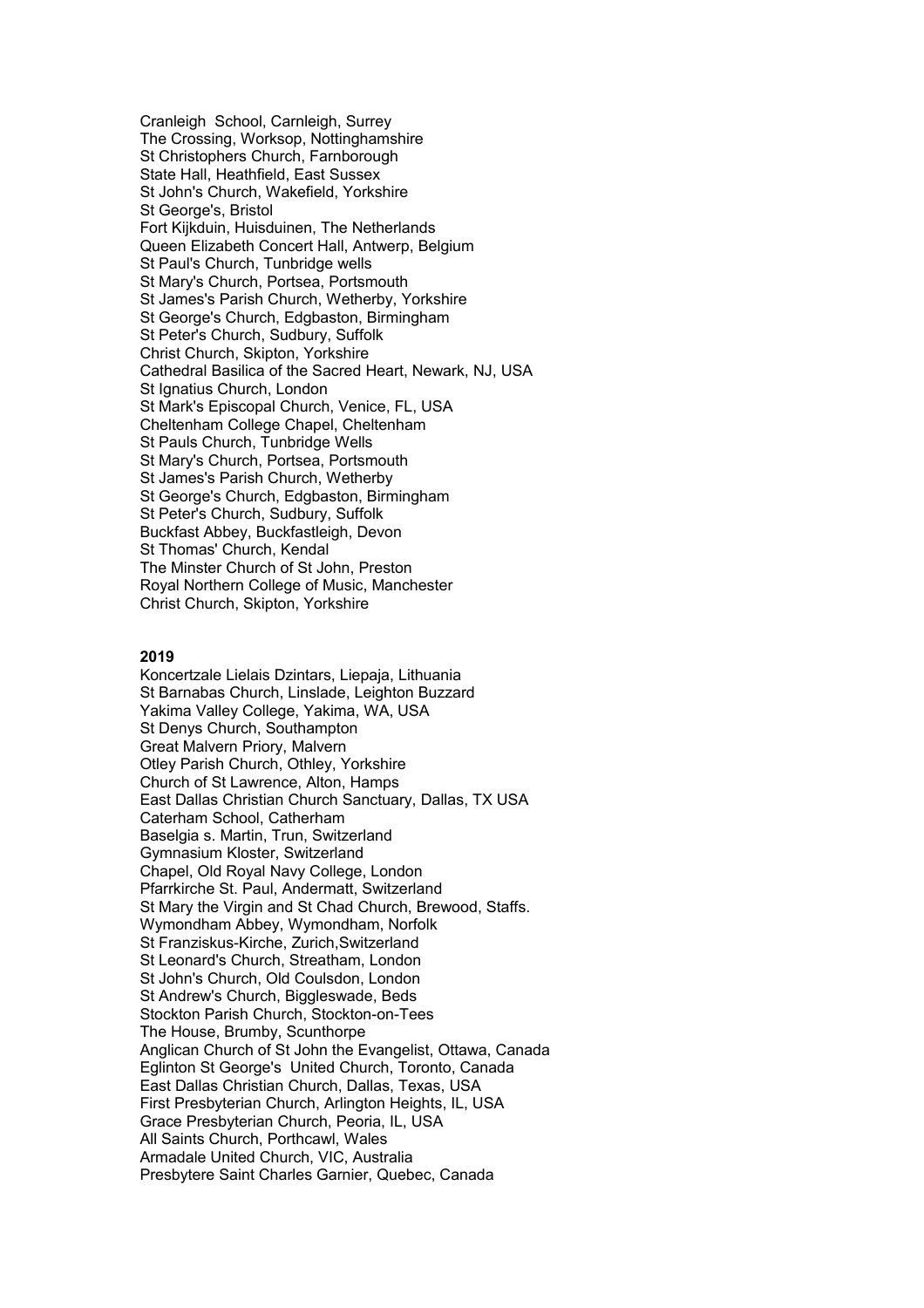Cranleigh  School, Carnleigh, Surrey
The Crossing, Worksop, Nottinghamshire
St Christophers Church, Farnborough
State Hall, Heathfield, East Sussex
St John's Church, Wakefield, Yorkshire
St George's, Bristol
Fort Kijkduin, Huisduinen, The Netherlands
Queen Elizabeth Concert Hall, Antwerp, Belgium
St Paul's Church, Tunbridge wells
St Mary's Church, Portsea, Portsmouth
St James's Parish Church, Wetherby, Yorkshire
St George's Church, Edgbaston, Birmingham
St Peter's Church, Sudbury, Suffolk
Christ Church, Skipton, Yorkshire
Cathedral Basilica of the Sacred Heart, Newark, NJ, USA
St Ignatius Church, London
St Mark's Episcopal Church, Venice, FL, USA
Cheltenham College Chapel, Cheltenham
St Pauls Church, Tunbridge Wells
St Mary's Church, Portsea, Portsmouth
St James's Parish Church, Wetherby
St George's Church, Edgbaston, Birmingham
St Peter's Church, Sudbury, Suffolk
Buckfast Abbey, Buckfastleigh, Devon
St Thomas' Church, Kendal
The Minster Church of St John, Preston
Royal Northern College of Music, Manchester
Christ Church, Skipton, Yorkshire

**2019**

Koncertzale Lielais Dzintars, Liepaja, Lithuania
St Barnabas Church, Linslade, Leighton Buzzard
Yakima Valley College, Yakima, WA, USA
St Denys Church, Southampton
Great Malvern Priory, Malvern
Otley Parish Church, Othley, Yorkshire
Church of St Lawrence, Alton, Hamps
East Dallas Christian Church Sanctuary, Dallas, TX USA
Caterham School, Catherham
Baselgia s. Martin, Trun, Switzerland
Gymnasium Kloster, Switzerland
Chapel, Old Royal Navy College, London
Pfarrkirche St. Paul, Andermatt, Switzerland
St Mary the Virgin and St Chad Church, Brewood, Staffs.
Wymondham Abbey, Wymondham, Norfolk
St Franziskus-Kirche, Zurich,Switzerland
St Leonard's Church, Streatham, London
St John's Church, Old Coulsdon, London
St Andrew's Church, Biggleswade, Beds
Stockton Parish Church, Stockton-on-Tees
The House, Brumby, Scunthorpe
Anglican Church of St John the Evangelist, Ottawa, Canada
Eglinton St George's  United Church, Toronto, Canada
East Dallas Christian Church, Dallas, Texas, USA
First Presbyterian Church, Arlington Heights, IL, USA
Grace Presbyterian Church, Peoria, IL, USA
All Saints Church, Porthcawl, Wales
Armadale United Church, VIC, Australia
Presbytere Saint Charles Garnier, Quebec, Canada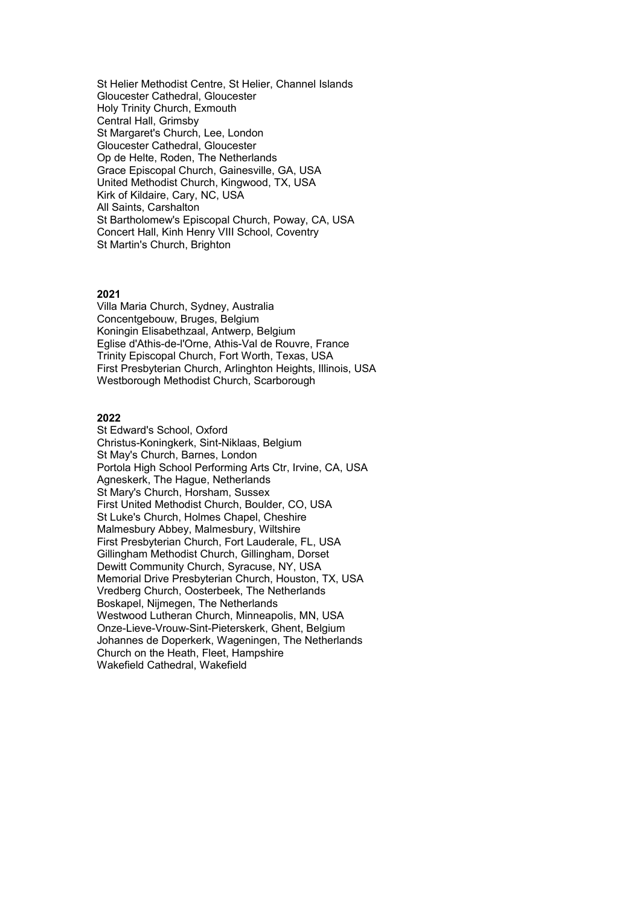St Helier Methodist Centre, St Helier, Channel Islands
Gloucester Cathedral, Gloucester
Holy Trinity Church, Exmouth
Central Hall, Grimsby
St Margaret's Church, Lee, London
Gloucester Cathedral, Gloucester
Op de Helte, Roden, The Netherlands
Grace Episcopal Church, Gainesville, GA, USA
United Methodist Church, Kingwood, TX, USA
Kirk of Kildaire, Cary, NC, USA
All Saints, Carshalton
St Bartholomew's Episcopal Church, Poway, CA, USA
Concert Hall, Kinh Henry VIII School, Coventry
St Martin's Church, Brighton

**2021**

Villa Maria Church, Sydney, Australia
Concentgebouw, Bruges, Belgium
Koningin Elisabethzaal, Antwerp, Belgium
Eglise d'Athis-de-l'Orne, Athis-Val de Rouvre, France
Trinity Episcopal Church, Fort Worth, Texas, USA
First Presbyterian Church, Arlinghton Heights, Illinois, USA
Westborough Methodist Church, Scarborough

**2022**

St Edward's School, Oxford
Christus-Koningkerk, Sint-Niklaas, Belgium
St May's Church, Barnes, London
Portola High School Performing Arts Ctr, Irvine, CA, USA
Agneskerk, The Hague, Netherlands
St Mary's Church, Horsham, Sussex
First United Methodist Church, Boulder, CO, USA
St Luke's Church, Holmes Chapel, Cheshire
Malmesbury Abbey, Malmesbury, Wiltshire
First Presbyterian Church, Fort Lauderale, FL, USA
Gillingham Methodist Church, Gillingham, Dorset
Dewitt Community Church, Syracuse, NY, USA
Memorial Drive Presbyterian Church, Houston, TX, USA
Vredberg Church, Oosterbeek, The Netherlands
Boskapel, Nijmegen, The Netherlands
Westwood Lutheran Church, Minneapolis, MN, USA
Onze-Lieve-Vrouw-Sint-Pieterskerk, Ghent, Belgium
Johannes de Doperkerk, Wageningen, The Netherlands
Church on the Heath, Fleet, Hampshire
Wakefield Cathedral, Wakefield